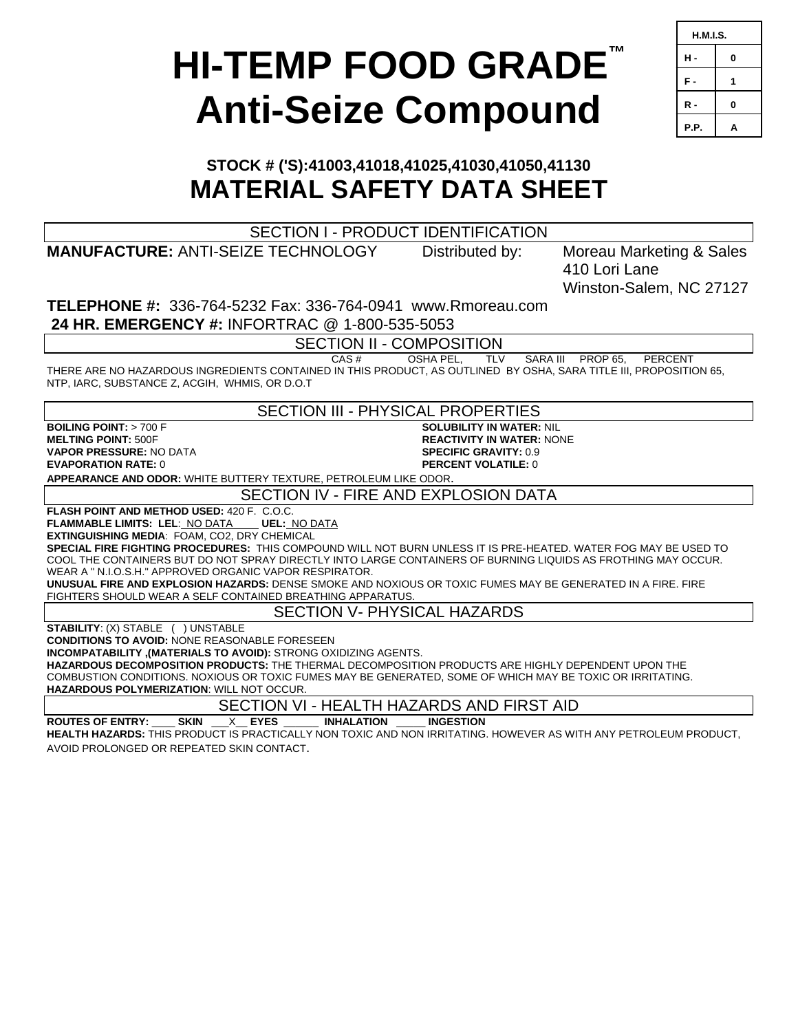# HI-TEMP FOOD GRADE™ Anti-Seize Compound

| H.M.I.S. | |
|---|---|
| H - | 0 |
| F - | 1 |
| R - | 0 |
| P.P. | A |

## STOCK # ('S):41003,41018,41025,41030,41050,41130
## MATERIAL SAFETY DATA SHEET

### SECTION I - PRODUCT IDENTIFICATION

**MANUFACTURE:** ANTI-SEIZE TECHNOLOGY

Distributed by: Moreau Marketing & Sales
410 Lori Lane
Winston-Salem, NC 27127

**TELEPHONE #:** 336-764-5232 Fax: 336-764-0941 www.Rmoreau.com
**24 HR. EMERGENCY #:** INFORTRAC @ 1-800-535-5053

### SECTION II - COMPOSITION

CAS # OSHA PEL, TLV SARA III PROP 65, PERCENT

THERE ARE NO HAZARDOUS INGREDIENTS CONTAINED IN THIS PRODUCT, AS OUTLINED BY OSHA, SARA TITLE III, PROPOSITION 65, NTP, IARC, SUBSTANCE Z, ACGIH, WHMIS, OR D.O.T

### SECTION III - PHYSICAL PROPERTIES

**BOILING POINT:** > 700 F
**MELTING POINT:** 500F
**VAPOR PRESSURE:** NO DATA
**EVAPORATION RATE:** 0
**SOLUBILITY IN WATER:** NIL
**REACTIVITY IN WATER:** NONE
**SPECIFIC GRAVITY:** 0.9
**PERCENT VOLATILE:** 0
**APPEARANCE AND ODOR:** WHITE BUTTERY TEXTURE, PETROLEUM LIKE ODOR.

### SECTION IV - FIRE AND EXPLOSION DATA

**FLASH POINT AND METHOD USED:** 420 F. C.O.C.
**FLAMMABLE LIMITS: LEL**: NO DATA **UEL:** NO DATA
**EXTINGUISHING MEDIA**: FOAM, CO2, DRY CHEMICAL
**SPECIAL FIRE FIGHTING PROCEDURES:** THIS COMPOUND WILL NOT BURN UNLESS IT IS PRE-HEATED. WATER FOG MAY BE USED TO COOL THE CONTAINERS BUT DO NOT SPRAY DIRECTLY INTO LARGE CONTAINERS OF BURNING LIQUIDS AS FROTHING MAY OCCUR. WEAR A " N.I.O.S.H." APPROVED ORGANIC VAPOR RESPIRATOR.
**UNUSUAL FIRE AND EXPLOSION HAZARDS:** DENSE SMOKE AND NOXIOUS OR TOXIC FUMES MAY BE GENERATED IN A FIRE. FIRE FIGHTERS SHOULD WEAR A SELF CONTAINED BREATHING APPARATUS.

### SECTION V- PHYSICAL HAZARDS

**STABILITY**: (X) STABLE ( ) UNSTABLE
**CONDITIONS TO AVOID:** NONE REASONABLE FORESEEN
**INCOMPATABILITY ,(MATERIALS TO AVOID):** STRONG OXIDIZING AGENTS.
**HAZARDOUS DECOMPOSITION PRODUCTS:** THE THERMAL DECOMPOSITION PRODUCTS ARE HIGHLY DEPENDENT UPON THE COMBUSTION CONDITIONS. NOXIOUS OR TOXIC FUMES MAY BE GENERATED, SOME OF WHICH MAY BE TOXIC OR IRRITATING.
**HAZARDOUS POLYMERIZATION**: WILL NOT OCCUR.

### SECTION VI - HEALTH HAZARDS AND FIRST AID

**ROUTES OF ENTRY:** ____ **SKIN** __X__ **EYES** ______ **INHALATION** _____ **INGESTION**
**HEALTH HAZARDS:** THIS PRODUCT IS PRACTICALLY NON TOXIC AND NON IRRITATING. HOWEVER AS WITH ANY PETROLEUM PRODUCT, AVOID PROLONGED OR REPEATED SKIN CONTACT.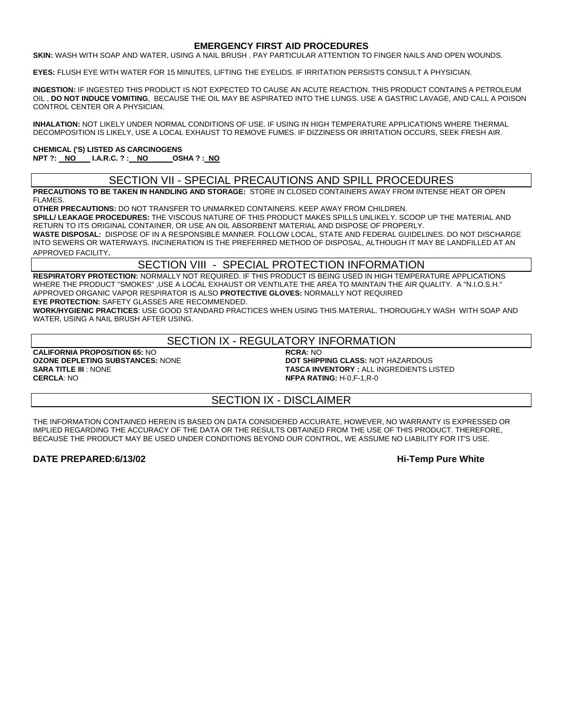## EMERGENCY FIRST AID PROCEDURES

**SKIN:** WASH WITH SOAP AND WATER, USING A NAIL BRUSH . PAY PARTICULAR ATTENTION TO FINGER NAILS AND OPEN WOUNDS.

**EYES:** FLUSH EYE WITH WATER FOR 15 MINUTES, LIFTING THE EYELIDS. IF IRRITATION PERSISTS CONSULT A PHYSICIAN.

**INGESTION:** IF INGESTED THIS PRODUCT IS NOT EXPECTED TO CAUSE AN ACUTE REACTION. THIS PRODUCT CONTAINS A PETROLEUM OIL , **DO NOT INDUCE VOMITING**, BECAUSE THE OIL MAY BE ASPIRATED INTO THE LUNGS. USE A GASTRIC LAVAGE, AND CALL A POISON CONTROL CENTER OR A PHYSICIAN.

**INHALATION:** NOT LIKELY UNDER NORMAL CONDITIONS OF USE. IF USING IN HIGH TEMPERATURE APPLICATIONS WHERE THERMAL DECOMPOSITION IS LIKELY, USE A LOCAL EXHAUST TO REMOVE FUMES. IF DIZZINESS OR IRRITATION OCCURS, SEEK FRESH AIR.

**CHEMICAL ('S) LISTED AS CARCINOGENS**
**NPT ?: NO I.A.R.C. ? : NO OSHA ? : NO**

## SECTION VII - SPECIAL PRECAUTIONS AND SPILL PROCEDURES

**PRECAUTIONS TO BE TAKEN IN HANDLING AND STORAGE:** STORE IN CLOSED CONTAINERS AWAY FROM INTENSE HEAT OR OPEN FLAMES.
**OTHER PRECAUTIONS:** DO NOT TRANSFER TO UNMARKED CONTAINERS. KEEP AWAY FROM CHILDREN.
**SPILL/ LEAKAGE PROCEDURES:** THE VISCOUS NATURE OF THIS PRODUCT MAKES SPILLS UNLIKELY. SCOOP UP THE MATERIAL AND RETURN TO ITS ORIGINAL CONTAINER, OR USE AN OIL ABSORBENT MATERIAL AND DISPOSE OF PROPERLY.
**WASTE DISPOSAL:** DISPOSE OF IN A RESPONSIBLE MANNER. FOLLOW LOCAL, STATE AND FEDERAL GUIDELINES. DO NOT DISCHARGE INTO SEWERS OR WATERWAYS. INCINERATION IS THE PREFERRED METHOD OF DISPOSAL, ALTHOUGH IT MAY BE LANDFILLED AT AN APPROVED FACILITY.

## SECTION VIII - SPECIAL PROTECTION INFORMATION

**RESPIRATORY PROTECTION:** NORMALLY NOT REQUIRED. IF THIS PRODUCT IS BEING USED IN HIGH TEMPERATURE APPLICATIONS WHERE THE PRODUCT "SMOKES" ,USE A LOCAL EXHAUST OR VENTILATE THE AREA TO MAINTAIN THE AIR QUALITY. A "N.I.O.S.H." APPROVED ORGANIC VAPOR RESPIRATOR IS ALSO **PROTECTIVE GLOVES:** NORMALLY NOT REQUIRED
**EYE PROTECTION:** SAFETY GLASSES ARE RECOMMENDED.
**WORK/HYGIENIC PRACTICES**: USE GOOD STANDARD PRACTICES WHEN USING THIS MATERIAL. THOROUGHLY WASH WITH SOAP AND WATER, USING A NAIL BRUSH AFTER USING.

## SECTION IX - REGULATORY INFORMATION

**CALIFORNIA PROPOSITION 65:** NO
**OZONE DEPLETING SUBSTANCES:** NONE
**SARA TITLE III** : NONE
**CERCLA**: NO
**RCRA:** NO
**DOT SHIPPING CLASS:** NOT HAZARDOUS
**TASCA INVENTORY :** ALL INGREDIENTS LISTED
**NFPA RATING:** H-0,F-1,R-0

## SECTION IX - DISCLAIMER

THE INFORMATION CONTAINED HEREIN IS BASED ON DATA CONSIDERED ACCURATE, HOWEVER, NO WARRANTY IS EXPRESSED OR IMPLIED REGARDING THE ACCURACY OF THE DATA OR THE RESULTS OBTAINED FROM THE USE OF THIS PRODUCT. THEREFORE, BECAUSE THE PRODUCT MAY BE USED UNDER CONDITIONS BEYOND OUR CONTROL, WE ASSUME NO LIABILITY FOR IT'S USE.

**DATE PREPARED:6/13/02** **Hi-Temp Pure White**